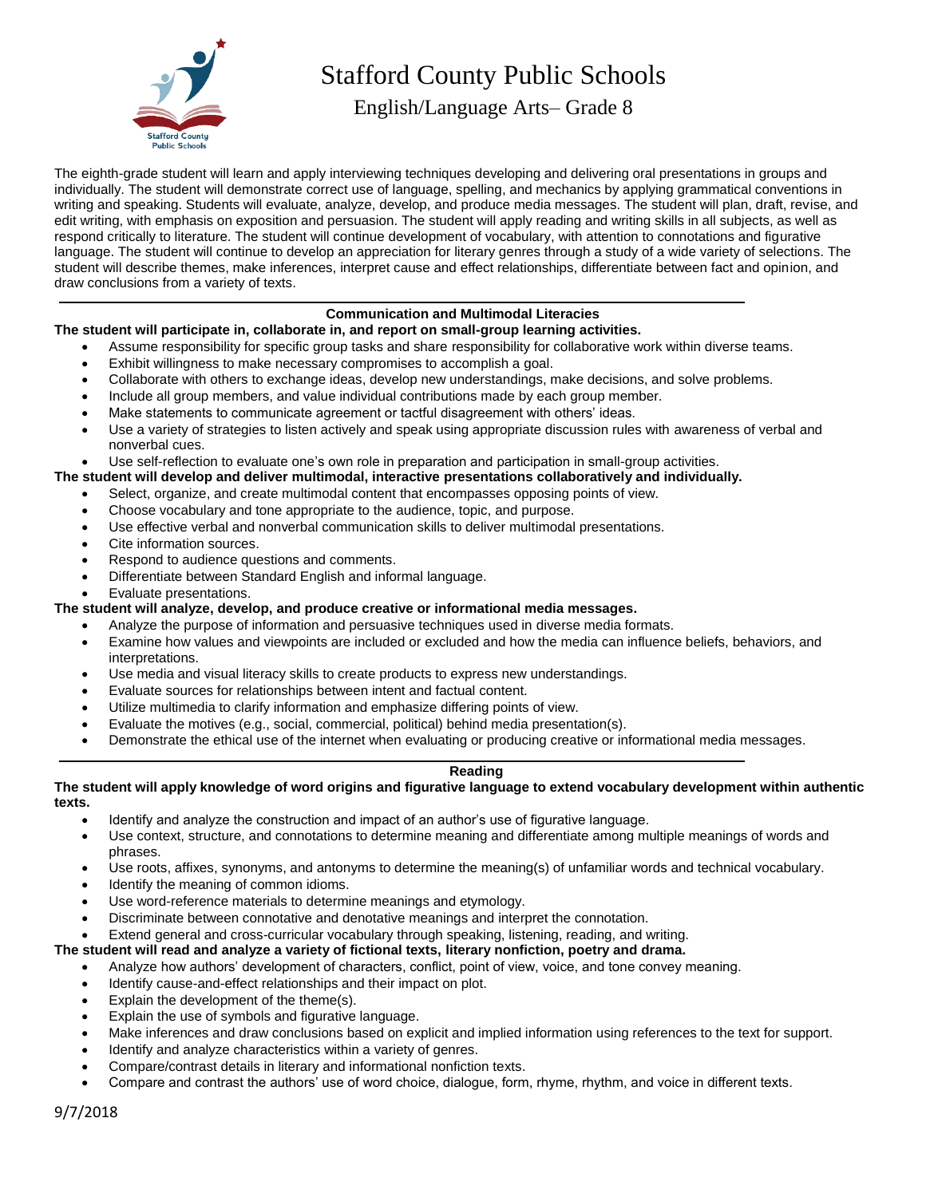# Stafford County Public Schools

## English/Language Arts– Grade 8

The eighth-grade student will learn and apply interviewing techniques developing and delivering oral presentations in groups and individually. The student will demonstrate correct use of language, spelling, and mechanics by applying grammatical conventions in writing and speaking. Students will evaluate, analyze, develop, and produce media messages. The student will plan, draft, revise, and edit writing, with emphasis on exposition and persuasion. The student will apply reading and writing skills in all subjects, as well as respond critically to literature. The student will continue development of vocabulary, with attention to connotations and figurative language. The student will continue to develop an appreciation for literary genres through a study of a wide variety of selections. The student will describe themes, make inferences, interpret cause and effect relationships, differentiate between fact and opinion, and draw conclusions from a variety of texts.

---

### Communication and Multimodal Literacies

**The student will participate in, collaborate in, and report on small-group learning activities.**

- Assume responsibility for specific group tasks and share responsibility for collaborative work within diverse teams.
- Exhibit willingness to make necessary compromises to accomplish a goal.
- Collaborate with others to exchange ideas, develop new understandings, make decisions, and solve problems.
- Include all group members, and value individual contributions made by each group member.
- Make statements to communicate agreement or tactful disagreement with others' ideas.
- Use a variety of strategies to listen actively and speak using appropriate discussion rules with awareness of verbal and nonverbal cues.
- Use self-reflection to evaluate one's own role in preparation and participation in small-group activities.

**The student will develop and deliver multimodal, interactive presentations collaboratively and individually.**

- Select, organize, and create multimodal content that encompasses opposing points of view.
- Choose vocabulary and tone appropriate to the audience, topic, and purpose.
- Use effective verbal and nonverbal communication skills to deliver multimodal presentations.
- Cite information sources.
- Respond to audience questions and comments.
- Differentiate between Standard English and informal language.
- Evaluate presentations.

**The student will analyze, develop, and produce creative or informational media messages.**

- Analyze the purpose of information and persuasive techniques used in diverse media formats.
- Examine how values and viewpoints are included or excluded and how the media can influence beliefs, behaviors, and interpretations.
- Use media and visual literacy skills to create products to express new understandings.
- Evaluate sources for relationships between intent and factual content.
- Utilize multimedia to clarify information and emphasize differing points of view.
- Evaluate the motives (e.g., social, commercial, political) behind media presentation(s).
- Demonstrate the ethical use of the internet when evaluating or producing creative or informational media messages.

---

### Reading

**The student will apply knowledge of word origins and figurative language to extend vocabulary development within authentic texts.**

- Identify and analyze the construction and impact of an author's use of figurative language.
- Use context, structure, and connotations to determine meaning and differentiate among multiple meanings of words and phrases.
- Use roots, affixes, synonyms, and antonyms to determine the meaning(s) of unfamiliar words and technical vocabulary.
- Identify the meaning of common idioms.
- Use word-reference materials to determine meanings and etymology.
- Discriminate between connotative and denotative meanings and interpret the connotation.
- Extend general and cross-curricular vocabulary through speaking, listening, reading, and writing.

**The student will read and analyze a variety of fictional texts, literary nonfiction, poetry and drama.**

- Analyze how authors' development of characters, conflict, point of view, voice, and tone convey meaning.
- Identify cause-and-effect relationships and their impact on plot.
- Explain the development of the theme(s).
- Explain the use of symbols and figurative language.
- Make inferences and draw conclusions based on explicit and implied information using references to the text for support.
- Identify and analyze characteristics within a variety of genres.
- Compare/contrast details in literary and informational nonfiction texts.
- Compare and contrast the authors' use of word choice, dialogue, form, rhyme, rhythm, and voice in different texts.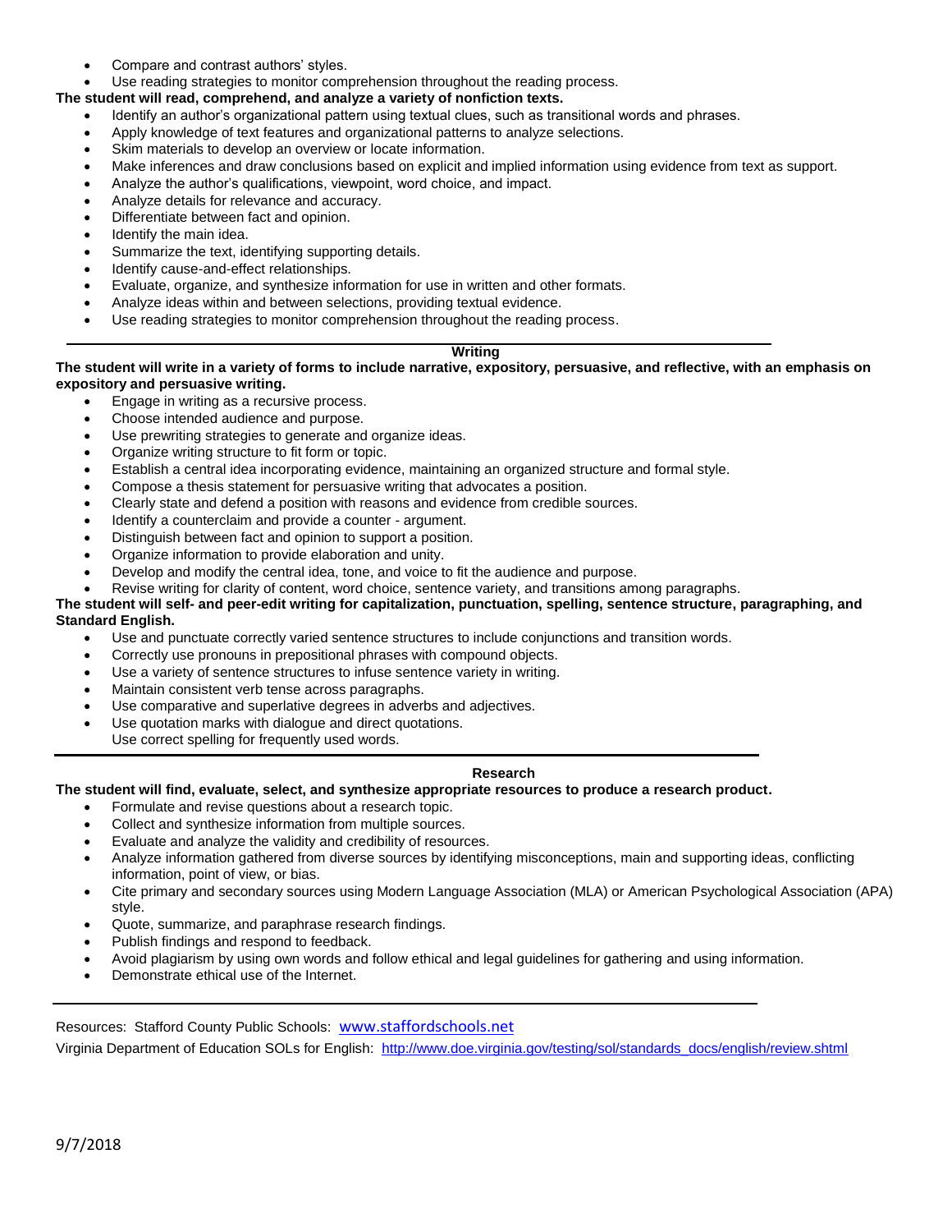- Compare and contrast authors' styles.
- Use reading strategies to monitor comprehension throughout the reading process.

**The student will read, comprehend, and analyze a variety of nonfiction texts.**

- Identify an author's organizational pattern using textual clues, such as transitional words and phrases.
- Apply knowledge of text features and organizational patterns to analyze selections.
- Skim materials to develop an overview or locate information.
- Make inferences and draw conclusions based on explicit and implied information using evidence from text as support.
- Analyze the author's qualifications, viewpoint, word choice, and impact.
- Analyze details for relevance and accuracy.
- Differentiate between fact and opinion.
- Identify the main idea.
- Summarize the text, identifying supporting details.
- Identify cause-and-effect relationships.
- Evaluate, organize, and synthesize information for use in written and other formats.
- Analyze ideas within and between selections, providing textual evidence.
- Use reading strategies to monitor comprehension throughout the reading process.

---

## Writing

**The student will write in a variety of forms to include narrative, expository, persuasive, and reflective, with an emphasis on expository and persuasive writing.**

- Engage in writing as a recursive process.
- Choose intended audience and purpose.
- Use prewriting strategies to generate and organize ideas.
- Organize writing structure to fit form or topic.
- Establish a central idea incorporating evidence, maintaining an organized structure and formal style.
- Compose a thesis statement for persuasive writing that advocates a position.
- Clearly state and defend a position with reasons and evidence from credible sources.
- Identify a counterclaim and provide a counter - argument.
- Distinguish between fact and opinion to support a position.
- Organize information to provide elaboration and unity.
- Develop and modify the central idea, tone, and voice to fit the audience and purpose.
- Revise writing for clarity of content, word choice, sentence variety, and transitions among paragraphs.

**The student will self- and peer-edit writing for capitalization, punctuation, spelling, sentence structure, paragraphing, and Standard English.**

- Use and punctuate correctly varied sentence structures to include conjunctions and transition words.
- Correctly use pronouns in prepositional phrases with compound objects.
- Use a variety of sentence structures to infuse sentence variety in writing.
- Maintain consistent verb tense across paragraphs.
- Use comparative and superlative degrees in adverbs and adjectives.
- Use quotation marks with dialogue and direct quotations.
  Use correct spelling for frequently used words.

---

## Research

**The student will find, evaluate, select, and synthesize appropriate resources to produce a research product.**

- Formulate and revise questions about a research topic.
- Collect and synthesize information from multiple sources.
- Evaluate and analyze the validity and credibility of resources.
- Analyze information gathered from diverse sources by identifying misconceptions, main and supporting ideas, conflicting information, point of view, or bias.
- Cite primary and secondary sources using Modern Language Association (MLA) or American Psychological Association (APA) style.
- Quote, summarize, and paraphrase research findings.
- Publish findings and respond to feedback.
- Avoid plagiarism by using own words and follow ethical and legal guidelines for gathering and using information.
- Demonstrate ethical use of the Internet.

---

Resources: Stafford County Public Schools: www.staffordschools.net

Virginia Department of Education SOLs for English: http://www.doe.virginia.gov/testing/sol/standards_docs/english/review.shtml

9/7/2018